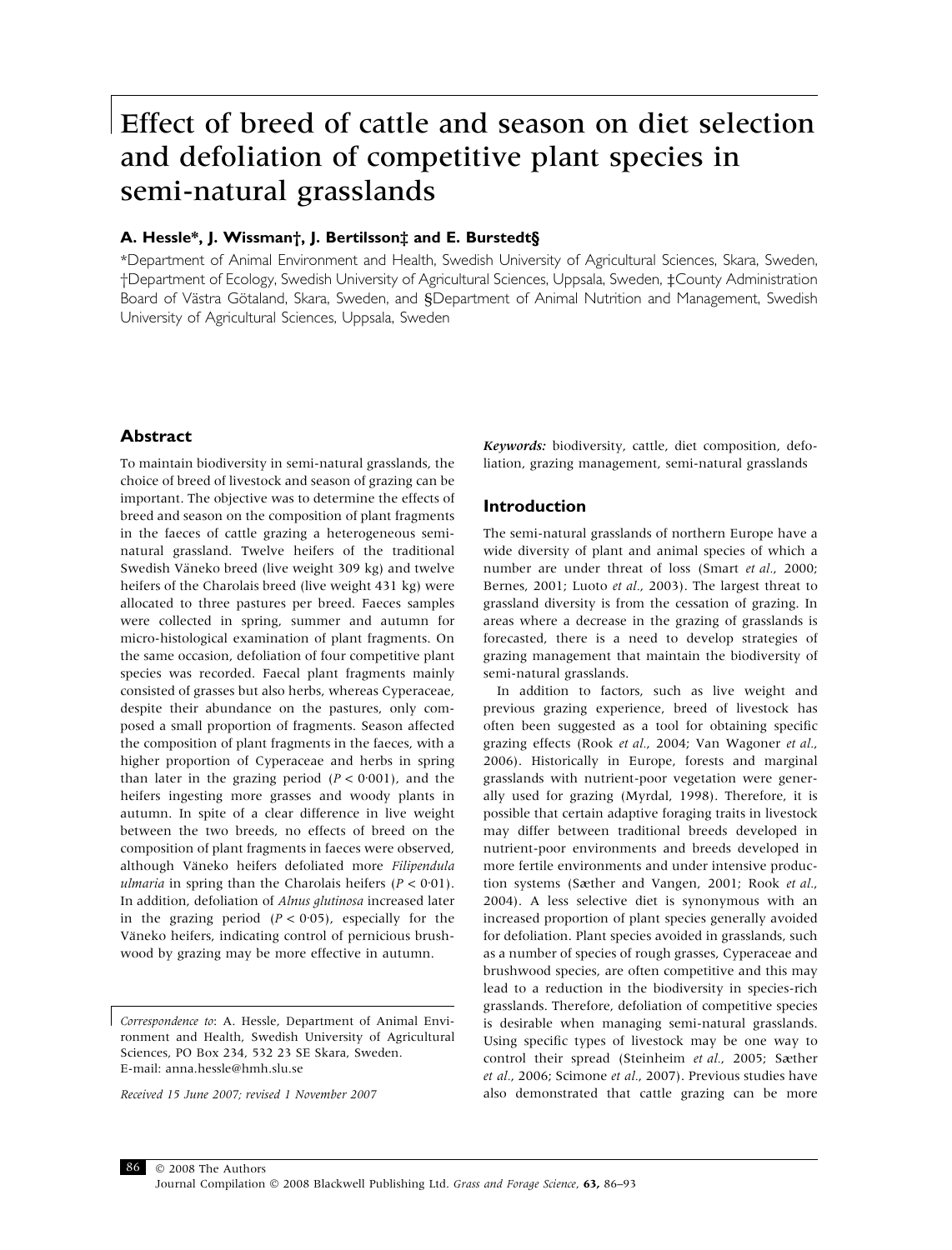# Effect of breed of cattle and season on diet selection and defoliation of competitive plant species in semi-natural grasslands

**A. Hessle\*, J. Wissman†, J. Bertilsson‡ and E. Burstedt§**

\*Department of Animal Environment and Health, Swedish University of Agricultural Sciences, Skara, Sweden, †Department of Ecology, Swedish University of Agricultural Sciences, Uppsala, Sweden, ‡County Administration Board of Västra Götaland, Skara, Sweden, and §Department of Animal Nutrition and Management, Swedish University of Agricultural Sciences, Uppsala, Sweden

## Abstract

To maintain biodiversity in semi-natural grasslands, the choice of breed of livestock and season of grazing can be important. The objective was to determine the effects of breed and season on the composition of plant fragments in the faeces of cattle grazing a heterogeneous semi-natural grassland. Twelve heifers of the traditional Swedish Väneko breed (live weight 309 kg) and twelve heifers of the Charolais breed (live weight 431 kg) were allocated to three pastures per breed. Faeces samples were collected in spring, summer and autumn for micro-histological examination of plant fragments. On the same occasion, defoliation of four competitive plant species was recorded. Faecal plant fragments mainly consisted of grasses but also herbs, whereas Cyperaceae, despite their abundance on the pastures, only composed a small proportion of fragments. Season affected the composition of plant fragments in the faeces, with a higher proportion of Cyperaceae and herbs in spring than later in the grazing period ($P < 0.001$), and the heifers ingesting more grasses and woody plants in autumn. In spite of a clear difference in live weight between the two breeds, no effects of breed on the composition of plant fragments in faeces were observed, although Väneko heifers defoliated more *Filipendula ulmaria* in spring than the Charolais heifers ($P < 0.01$). In addition, defoliation of *Alnus glutinosa* increased later in the grazing period ($P < 0.05$), especially for the Väneko heifers, indicating control of pernicious brushwood by grazing may be more effective in autumn.

*Keywords:* biodiversity, cattle, diet composition, defoliation, grazing management, semi-natural grasslands

*Correspondence to*: A. Hessle, Department of Animal Environment and Health, Swedish University of Agricultural Sciences, PO Box 234, 532 23 SE Skara, Sweden. E-mail: anna.hessle@hmh.slu.se

*Received 15 June 2007; revised 1 November 2007*

## Introduction

The semi-natural grasslands of northern Europe have a wide diversity of plant and animal species of which a number are under threat of loss (Smart *et al.*, 2000; Bernes, 2001; Luoto *et al.*, 2003). The largest threat to grassland diversity is from the cessation of grazing. In areas where a decrease in the grazing of grasslands is forecasted, there is a need to develop strategies of grazing management that maintain the biodiversity of semi-natural grasslands.

In addition to factors, such as live weight and previous grazing experience, breed of livestock has often been suggested as a tool for obtaining specific grazing effects (Rook *et al.*, 2004; Van Wagoner *et al.*, 2006). Historically in Europe, forests and marginal grasslands with nutrient-poor vegetation were generally used for grazing (Myrdal, 1998). Therefore, it is possible that certain adaptive foraging traits in livestock may differ between traditional breeds developed in nutrient-poor environments and breeds developed in more fertile environments and under intensive production systems (Sæther and Vangen, 2001; Rook *et al.*, 2004). A less selective diet is synonymous with an increased proportion of plant species generally avoided for defoliation. Plant species avoided in grasslands, such as a number of species of rough grasses, Cyperaceae and brushwood species, are often competitive and this may lead to a reduction in the biodiversity in species-rich grasslands. Therefore, defoliation of competitive species is desirable when managing semi-natural grasslands. Using specific types of livestock may be one way to control their spread (Steinheim *et al.*, 2005; Sæther *et al.*, 2006; Scimone *et al.*, 2007). Previous studies have also demonstrated that cattle grazing can be more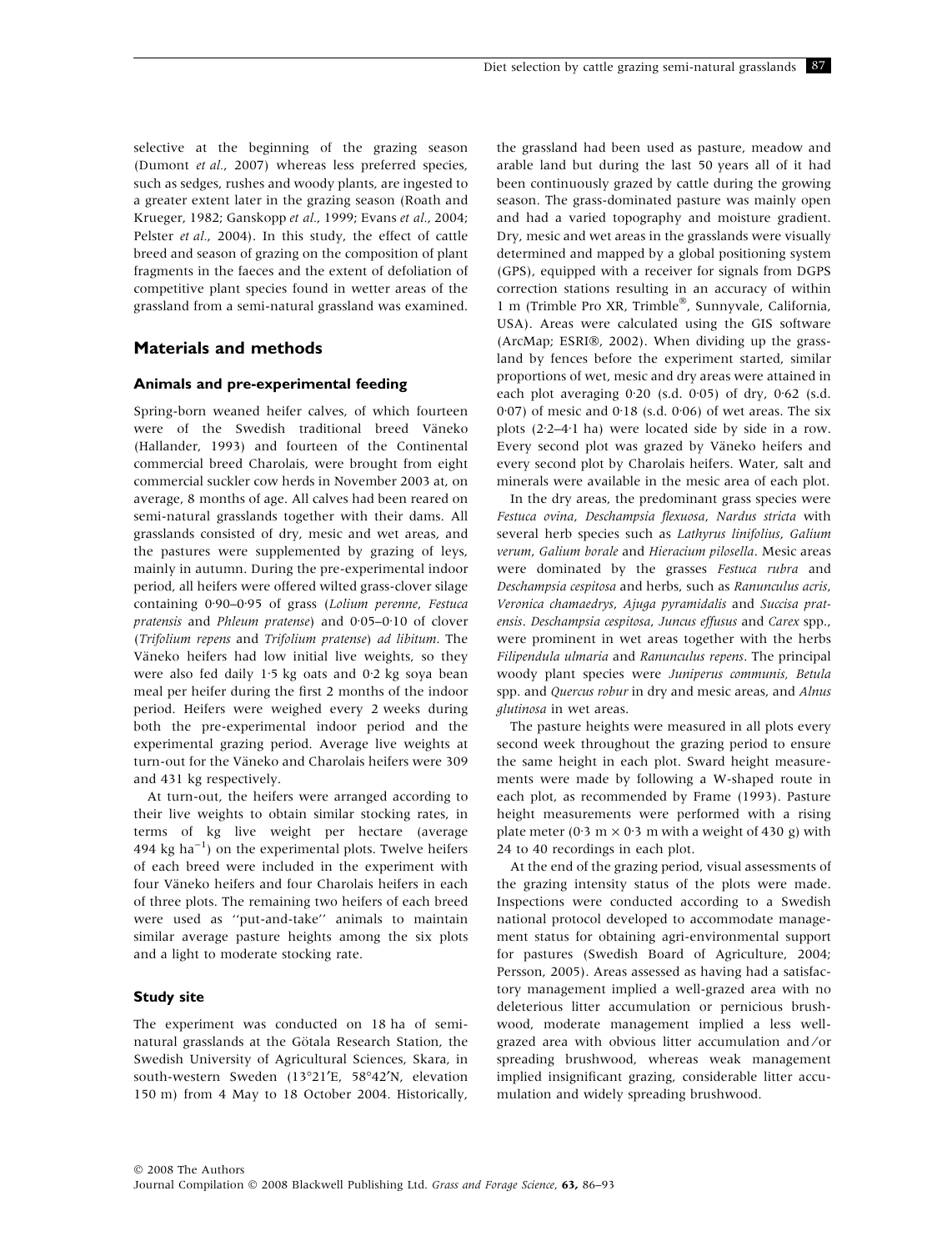selective at the beginning of the grazing season (Dumont *et al.*, 2007) whereas less preferred species, such as sedges, rushes and woody plants, are ingested to a greater extent later in the grazing season (Roath and Krueger, 1982; Ganskopp *et al.*, 1999; Evans *et al.*, 2004; Pelster *et al.*, 2004). In this study, the effect of cattle breed and season of grazing on the composition of plant fragments in the faeces and the extent of defoliation of competitive plant species found in wetter areas of the grassland from a semi-natural grassland was examined.

## Materials and methods

### Animals and pre-experimental feeding

Spring-born weaned heifer calves, of which fourteen were of the Swedish traditional breed Väneko (Hallander, 1993) and fourteen of the Continental commercial breed Charolais, were brought from eight commercial suckler cow herds in November 2003 at, on average, 8 months of age. All calves had been reared on semi-natural grasslands together with their dams. All grasslands consisted of dry, mesic and wet areas, and the pastures were supplemented by grazing of leys, mainly in autumn. During the pre-experimental indoor period, all heifers were offered wilted grass-clover silage containing 0·90–0·95 of grass (*Lolium perenne*, *Festuca pratensis* and *Phleum pratense*) and 0·05–0·10 of clover (*Trifolium repens* and *Trifolium pratense*) *ad libitum*. The Väneko heifers had low initial live weights, so they were also fed daily 1·5 kg oats and 0·2 kg soya bean meal per heifer during the first 2 months of the indoor period. Heifers were weighed every 2 weeks during both the pre-experimental indoor period and the experimental grazing period. Average live weights at turn-out for the Väneko and Charolais heifers were 309 and 431 kg respectively.

At turn-out, the heifers were arranged according to their live weights to obtain similar stocking rates, in terms of kg live weight per hectare (average 494 kg $ha^{-1}$) on the experimental plots. Twelve heifers of each breed were included in the experiment with four Väneko heifers and four Charolais heifers in each of three plots. The remaining two heifers of each breed were used as ''put-and-take'' animals to maintain similar average pasture heights among the six plots and a light to moderate stocking rate.

### Study site

The experiment was conducted on 18 ha of semi-natural grasslands at the Götala Research Station, the Swedish University of Agricultural Sciences, Skara, in south-western Sweden (13°21′E, 58°42′N, elevation 150 m) from 4 May to 18 October 2004. Historically, the grassland had been used as pasture, meadow and arable land but during the last 50 years all of it had been continuously grazed by cattle during the growing season. The grass-dominated pasture was mainly open and had a varied topography and moisture gradient. Dry, mesic and wet areas in the grasslands were visually determined and mapped by a global positioning system (GPS), equipped with a receiver for signals from DGPS correction stations resulting in an accuracy of within 1 m (Trimble Pro XR, Trimble®, Sunnyvale, California, USA). Areas were calculated using the GIS software (ArcMap; ESRI®, 2002). When dividing up the grassland by fences before the experiment started, similar proportions of wet, mesic and dry areas were attained in each plot averaging 0·20 (s.d. 0·05) of dry, 0·62 (s.d. 0·07) of mesic and 0·18 (s.d. 0·06) of wet areas. The six plots (2·2–4·1 ha) were located side by side in a row. Every second plot was grazed by Väneko heifers and every second plot by Charolais heifers. Water, salt and minerals were available in the mesic area of each plot.

In the dry areas, the predominant grass species were *Festuca ovina*, *Deschampsia flexuosa*, *Nardus stricta* with several herb species such as *Lathyrus linifolius*, *Galium verum*, *Galium borale* and *Hieracium pilosella*. Mesic areas were dominated by the grasses *Festuca rubra* and *Deschampsia cespitosa* and herbs, such as *Ranunculus acris*, *Veronica chamaedrys*, *Ajuga pyramidalis* and *Succisa pratensis*. *Deschampsia cespitosa*, *Juncus effusus* and *Carex* spp., were prominent in wet areas together with the herbs *Filipendula ulmaria* and *Ranunculus repens*. The principal woody plant species were *Juniperus communis*, *Betula* spp. and *Quercus robur* in dry and mesic areas, and *Alnus glutinosa* in wet areas.

The pasture heights were measured in all plots every second week throughout the grazing period to ensure the same height in each plot. Sward height measurements were made by following a W-shaped route in each plot, as recommended by Frame (1993). Pasture height measurements were performed with a rising plate meter (0·3 m × 0·3 m with a weight of 430 g) with 24 to 40 recordings in each plot.

At the end of the grazing period, visual assessments of the grazing intensity status of the plots were made. Inspections were conducted according to a Swedish national protocol developed to accommodate management status for obtaining agri-environmental support for pastures (Swedish Board of Agriculture, 2004; Persson, 2005). Areas assessed as having had a satisfactory management implied a well-grazed area with no deleterious litter accumulation or pernicious brushwood, moderate management implied a less well-grazed area with obvious litter accumulation and/or spreading brushwood, whereas weak management implied insignificant grazing, considerable litter accumulation and widely spreading brushwood.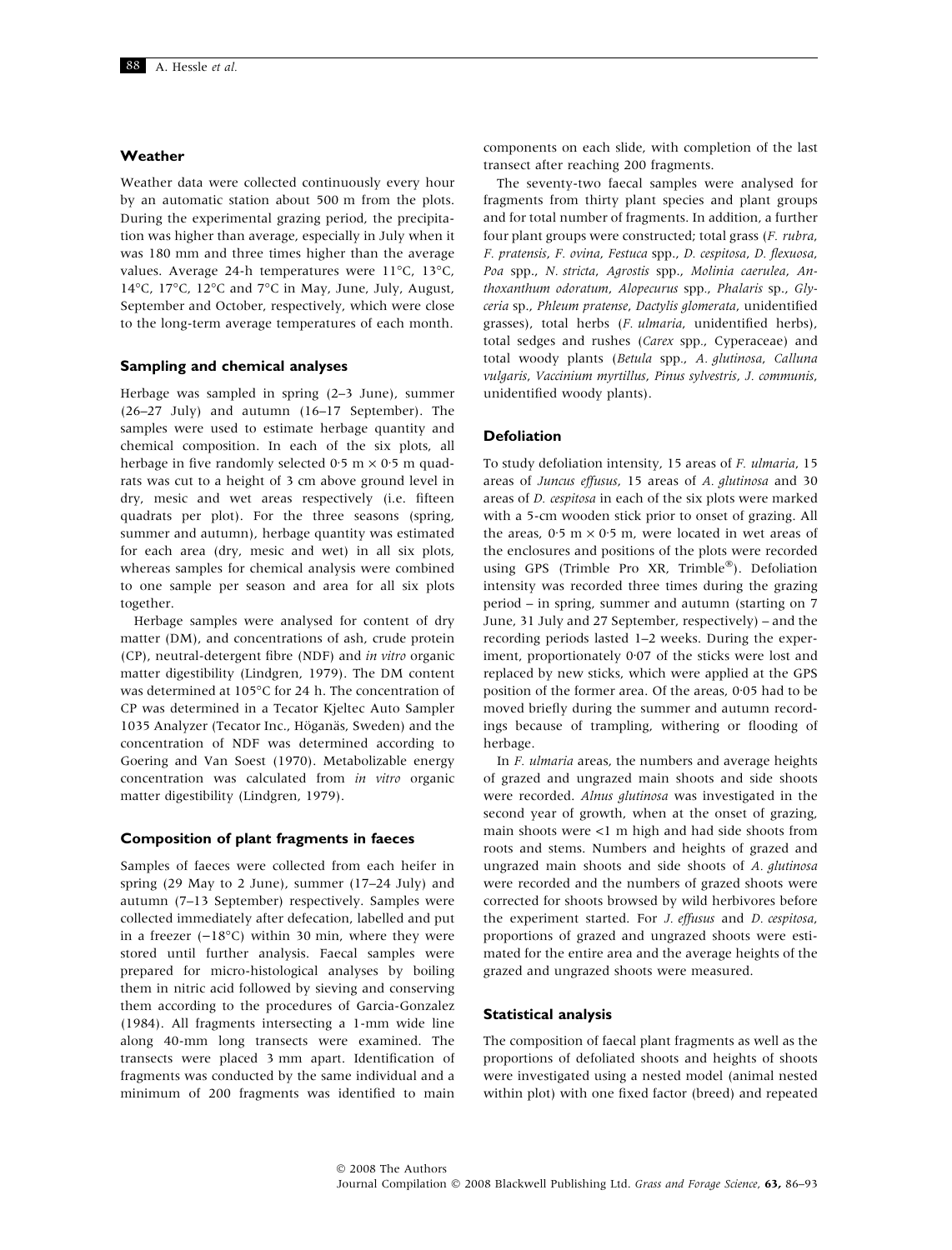### Weather

Weather data were collected continuously every hour by an automatic station about 500 m from the plots. During the experimental grazing period, the precipitation was higher than average, especially in July when it was 180 mm and three times higher than the average values. Average 24-h temperatures were 11°C, 13°C, 14°C, 17°C, 12°C and 7°C in May, June, July, August, September and October, respectively, which were close to the long-term average temperatures of each month.

### Sampling and chemical analyses

Herbage was sampled in spring (2–3 June), summer (26–27 July) and autumn (16–17 September). The samples were used to estimate herbage quantity and chemical composition. In each of the six plots, all herbage in five randomly selected 0·5 m × 0·5 m quadrats was cut to a height of 3 cm above ground level in dry, mesic and wet areas respectively (i.e. fifteen quadrats per plot). For the three seasons (spring, summer and autumn), herbage quantity was estimated for each area (dry, mesic and wet) in all six plots, whereas samples for chemical analysis were combined to one sample per season and area for all six plots together.

Herbage samples were analysed for content of dry matter (DM), and concentrations of ash, crude protein (CP), neutral-detergent fibre (NDF) and *in vitro* organic matter digestibility (Lindgren, 1979). The DM content was determined at 105°C for 24 h. The concentration of CP was determined in a Tecator Kjeltec Auto Sampler 1035 Analyzer (Tecator Inc., Höganäs, Sweden) and the concentration of NDF was determined according to Goering and Van Soest (1970). Metabolizable energy concentration was calculated from *in vitro* organic matter digestibility (Lindgren, 1979).

### Composition of plant fragments in faeces

Samples of faeces were collected from each heifer in spring (29 May to 2 June), summer (17–24 July) and autumn (7–13 September) respectively. Samples were collected immediately after defecation, labelled and put in a freezer (−18°C) within 30 min, where they were stored until further analysis. Faecal samples were prepared for micro-histological analyses by boiling them in nitric acid followed by sieving and conserving them according to the procedures of Garcia-Gonzalez (1984). All fragments intersecting a 1-mm wide line along 40-mm long transects were examined. The transects were placed 3 mm apart. Identification of fragments was conducted by the same individual and a minimum of 200 fragments was identified to main components on each slide, with completion of the last transect after reaching 200 fragments.

The seventy-two faecal samples were analysed for fragments from thirty plant species and plant groups and for total number of fragments. In addition, a further four plant groups were constructed; total grass (*F. rubra*, *F. pratensis*, *F. ovina*, *Festuca* spp., *D. cespitosa*, *D. flexuosa*, *Poa* spp., *N. stricta*, *Agrostis* spp., *Molinia caerulea*, *Anthoxanthum odoratum*, *Alopecurus* spp., *Phalaris* sp., *Glyceria* sp., *Phleum pratense*, *Dactylis glomerata*, unidentified grasses), total herbs (*F. ulmaria*, unidentified herbs), total sedges and rushes (*Carex* spp., Cyperaceae) and total woody plants (*Betula* spp., *A. glutinosa*, *Calluna vulgaris*, *Vaccinium myrtillus*, *Pinus sylvestris*, *J. communis*, unidentified woody plants).

### Defoliation

To study defoliation intensity, 15 areas of *F. ulmaria*, 15 areas of *Juncus effusus*, 15 areas of *A. glutinosa* and 30 areas of *D. cespitosa* in each of the six plots were marked with a 5-cm wooden stick prior to onset of grazing. All the areas, 0·5 m × 0·5 m, were located in wet areas of the enclosures and positions of the plots were recorded using GPS (Trimble Pro XR, Trimble®). Defoliation intensity was recorded three times during the grazing period – in spring, summer and autumn (starting on 7 June, 31 July and 27 September, respectively) – and the recording periods lasted 1–2 weeks. During the experiment, proportionately 0·07 of the sticks were lost and replaced by new sticks, which were applied at the GPS position of the former area. Of the areas, 0·05 had to be moved briefly during the summer and autumn recordings because of trampling, withering or flooding of herbage.

In *F. ulmaria* areas, the numbers and average heights of grazed and ungrazed main shoots and side shoots were recorded. *Alnus glutinosa* was investigated in the second year of growth, when at the onset of grazing, main shoots were <1 m high and had side shoots from roots and stems. Numbers and heights of grazed and ungrazed main shoots and side shoots of *A. glutinosa* were recorded and the numbers of grazed shoots were corrected for shoots browsed by wild herbivores before the experiment started. For *J. effusus* and *D. cespitosa*, proportions of grazed and ungrazed shoots were estimated for the entire area and the average heights of the grazed and ungrazed shoots were measured.

### Statistical analysis

The composition of faecal plant fragments as well as the proportions of defoliated shoots and heights of shoots were investigated using a nested model (animal nested within plot) with one fixed factor (breed) and repeated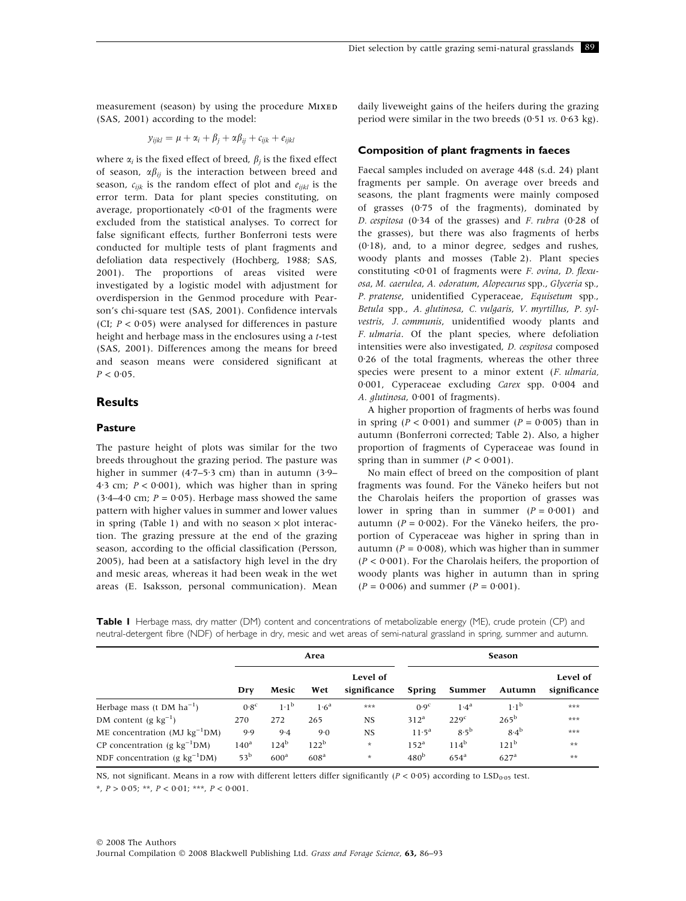measurement (season) by using the procedure MIXED (SAS, 2001) according to the model:

$$y_{ijkl} = \mu + \alpha_i + \beta_j + \alpha\beta_{ij} + c_{ijk} + e_{ijkl}$$

where $\alpha_i$ is the fixed effect of breed, $\beta_j$ is the fixed effect of season, $\alpha\beta_{ij}$ is the interaction between breed and season, $c_{ijk}$ is the random effect of plot and $e_{ijkl}$ is the error term. Data for plant species constituting, on average, proportionately <0·01 of the fragments were excluded from the statistical analyses. To correct for false significant effects, further Bonferroni tests were conducted for multiple tests of plant fragments and defoliation data respectively (Hochberg, 1988; SAS, 2001). The proportions of areas visited were investigated by a logistic model with adjustment for overdispersion in the Genmod procedure with Pearson's chi-square test (SAS, 2001). Confidence intervals (CI; $P < 0·05$) were analysed for differences in pasture height and herbage mass in the enclosures using a *t*-test (SAS, 2001). Differences among the means for breed and season means were considered significant at $P < 0·05$.

## Results

### Pasture

The pasture height of plots was similar for the two breeds throughout the grazing period. The pasture was higher in summer (4·7–5·3 cm) than in autumn (3·9–4·3 cm; $P < 0·001$), which was higher than in spring (3·4–4·0 cm; $P = 0·05$). Herbage mass showed the same pattern with higher values in summer and lower values in spring (Table 1) and with no season × plot interaction. The grazing pressure at the end of the grazing season, according to the official classification (Persson, 2005), had been at a satisfactory high level in the dry and mesic areas, whereas it had been weak in the wet areas (E. Isaksson, personal communication). Mean daily liveweight gains of the heifers during the grazing period were similar in the two breeds (0·51 *vs.* 0·63 kg).

### Composition of plant fragments in faeces

Faecal samples included on average 448 (s.d. 24) plant fragments per sample. On average over breeds and seasons, the plant fragments were mainly composed of grasses (0·75 of the fragments), dominated by *D. cespitosa* (0·34 of the grasses) and *F. rubra* (0·28 of the grasses), but there was also fragments of herbs (0·18), and, to a minor degree, sedges and rushes, woody plants and mosses (Table 2). Plant species constituting <0·01 of fragments were *F. ovina*, *D. flexuosa*, *M. caerulea*, *A. odoratum*, *Alopecurus* spp., *Glyceria* sp., *P. pratense*, unidentified Cyperaceae, *Equisetum* spp., *Betula* spp., *A. glutinosa*, *C. vulgaris*, *V. myrtillus*, *P. sylvestris*, *J. communis*, unidentified woody plants and *F. ulmaria*. Of the plant species, where defoliation intensities were also investigated, *D. cespitosa* composed 0·26 of the total fragments, whereas the other three species were present to a minor extent (*F. ulmaria*, 0·001, Cyperaceae excluding *Carex* spp. 0·004 and *A. glutinosa*, 0·001 of fragments).

A higher proportion of fragments of herbs was found in spring ($P < 0·001$) and summer ($P = 0·005$) than in autumn (Bonferroni corrected; Table 2). Also, a higher proportion of fragments of Cyperaceae was found in spring than in summer ($P < 0·001$).

No main effect of breed on the composition of plant fragments was found. For the Väneko heifers but not the Charolais heifers the proportion of grasses was lower in spring than in summer ($P = 0·001$) and autumn ($P = 0·002$). For the Väneko heifers, the proportion of Cyperaceae was higher in spring than in autumn ($P = 0·008$), which was higher than in summer ($P < 0·001$). For the Charolais heifers, the proportion of woody plants was higher in autumn than in spring ($P = 0·006$) and summer ($P = 0·001$).

**Table 1** Herbage mass, dry matter (DM) content and concentrations of metabolizable energy (ME), crude protein (CP) and neutral-detergent fibre (NDF) of herbage in dry, mesic and wet areas of semi-natural grassland in spring, summer and autumn.

| | Area | | | | Season | | | |
|---|---|---|---|---|---|---|---|---|
| | Dry | Mesic | Wet | Level of significance | Spring | Summer | Autumn | Level of significance |
| Herbage mass (t DM ha$^{-1}$) | 0·8$^{c}$ | 1·1$^{b}$ | 1·6$^{a}$ | *** | 0·9$^{c}$ | 1·4$^{a}$ | 1·1$^{b}$ | *** |
| DM content (g kg$^{-1}$) | 270 | 272 | 265 | NS | 312$^{a}$ | 229$^{c}$ | 265$^{b}$ | *** |
| ME concentration (MJ kg$^{-1}$DM) | 9·9 | 9·4 | 9·0 | NS | 11·5$^{a}$ | 8·5$^{b}$ | 8·4$^{b}$ | *** |
| CP concentration (g kg$^{-1}$DM) | 140$^{a}$ | 124$^{b}$ | 122$^{b}$ | * | 152$^{a}$ | 114$^{b}$ | 121$^{b}$ | ** |
| NDF concentration (g kg$^{-1}$DM) | 53$^{b}$ | 600$^{a}$ | 608$^{a}$ | * | 480$^{b}$ | 654$^{a}$ | 627$^{a}$ | ** |

NS, not significant. Means in a row with different letters differ significantly ($P < 0·05$) according to LSD$_{0·05}$ test.

*, $P > 0·05$; **, $P < 0·01$; ***, $P < 0·001$.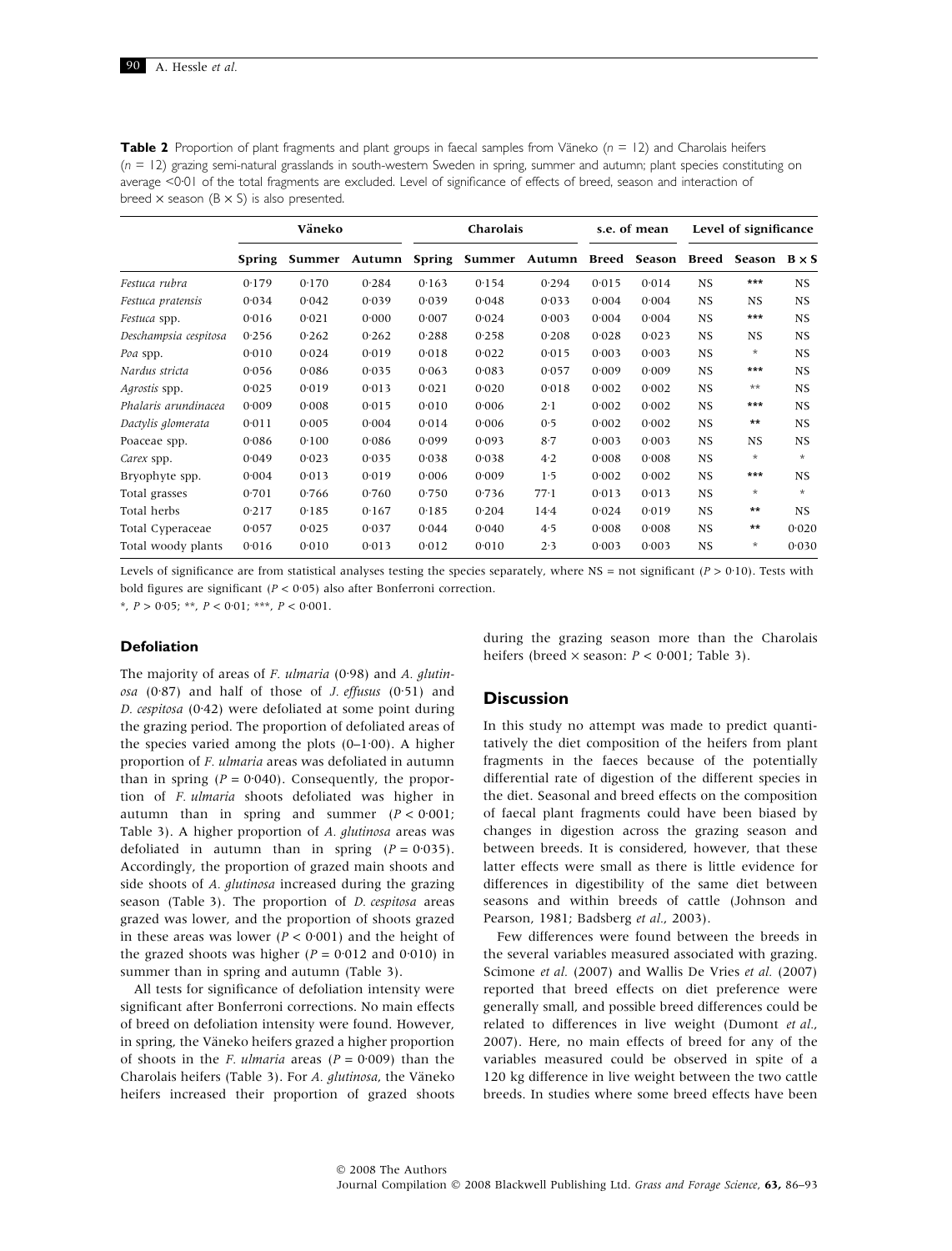**Table 2** Proportion of plant fragments and plant groups in faecal samples from Väneko ($n$ = 12) and Charolais heifers ($n$ = 12) grazing semi-natural grasslands in south-western Sweden in spring, summer and autumn; plant species constituting on average <0·01 of the total fragments are excluded. Level of significance of effects of breed, season and interaction of breed × season (B × S) is also presented.

| | Väneko | | | Charolais | | | s.e. of mean | | Level of significance | | |
|---|---|---|---|---|---|---|---|---|---|---|---|
| | Spring | Summer | Autumn | Spring | Summer | Autumn | Breed | Season | Breed | Season | B × S |
| *Festuca rubra* | 0·179 | 0·170 | 0·284 | 0·163 | 0·154 | 0·294 | 0·015 | 0·014 | NS | *** | NS |
| *Festuca pratensis* | 0·034 | 0·042 | 0·039 | 0·039 | 0·048 | 0·033 | 0·004 | 0·004 | NS | NS | NS |
| *Festuca* spp. | 0·016 | 0·021 | 0·000 | 0·007 | 0·024 | 0·003 | 0·004 | 0·004 | NS | *** | NS |
| *Deschampsia cespitosa* | 0·256 | 0·262 | 0·262 | 0·288 | 0·258 | 0·208 | 0·028 | 0·023 | NS | NS | NS |
| *Poa* spp. | 0·010 | 0·024 | 0·019 | 0·018 | 0·022 | 0·015 | 0·003 | 0·003 | NS | * | NS |
| *Nardus stricta* | 0·056 | 0·086 | 0·035 | 0·063 | 0·083 | 0·057 | 0·009 | 0·009 | NS | *** | NS |
| *Agrostis* spp. | 0·025 | 0·019 | 0·013 | 0·021 | 0·020 | 0·018 | 0·002 | 0·002 | NS | ** | NS |
| *Phalaris arundinacea* | 0·009 | 0·008 | 0·015 | 0·010 | 0·006 | 2·1 | 0·002 | 0·002 | NS | *** | NS |
| *Dactylis glomerata* | 0·011 | 0·005 | 0·004 | 0·014 | 0·006 | 0·5 | 0·002 | 0·002 | NS | ** | NS |
| Poaceae spp. | 0·086 | 0·100 | 0·086 | 0·099 | 0·093 | 8·7 | 0·003 | 0·003 | NS | NS | NS |
| *Carex* spp. | 0·049 | 0·023 | 0·035 | 0·038 | 0·038 | 4·2 | 0·008 | 0·008 | NS | * | * |
| Bryophyte spp. | 0·004 | 0·013 | 0·019 | 0·006 | 0·009 | 1·5 | 0·002 | 0·002 | NS | *** | NS |
| Total grasses | 0·701 | 0·766 | 0·760 | 0·750 | 0·736 | 77·1 | 0·013 | 0·013 | NS | * | * |
| Total herbs | 0·217 | 0·185 | 0·167 | 0·185 | 0·204 | 14·4 | 0·024 | 0·019 | NS | ** | NS |
| Total Cyperaceae | 0·057 | 0·025 | 0·037 | 0·044 | 0·040 | 4·5 | 0·008 | 0·008 | NS | ** | 0·020 |
| Total woody plants | 0·016 | 0·010 | 0·013 | 0·012 | 0·010 | 2·3 | 0·003 | 0·003 | NS | * | 0·030 |

Levels of significance are from statistical analyses testing the species separately, where NS = not significant ($P$ > 0·10). Tests with bold figures are significant ($P$ < 0·05) also after Bonferroni correction.

*, $P$ > 0·05; **, $P$ < 0·01; ***, $P$ < 0·001.

### Defoliation

The majority of areas of *F. ulmaria* (0·98) and *A. glutinosa* (0·87) and half of those of *J. effusus* (0·51) and *D. cespitosa* (0·42) were defoliated at some point during the grazing period. The proportion of defoliated areas of the species varied among the plots (0–1·00). A higher proportion of *F. ulmaria* areas was defoliated in autumn than in spring ($P$ = 0·040). Consequently, the proportion of *F. ulmaria* shoots defoliated was higher in autumn than in spring and summer ($P$ < 0·001; Table 3). A higher proportion of *A. glutinosa* areas was defoliated in autumn than in spring ($P$ = 0·035). Accordingly, the proportion of grazed main shoots and side shoots of *A. glutinosa* increased during the grazing season (Table 3). The proportion of *D. cespitosa* areas grazed was lower, and the proportion of shoots grazed in these areas was lower ($P$ < 0·001) and the height of the grazed shoots was higher ($P$ = 0·012 and 0·010) in summer than in spring and autumn (Table 3).

All tests for significance of defoliation intensity were significant after Bonferroni corrections. No main effects of breed on defoliation intensity were found. However, in spring, the Väneko heifers grazed a higher proportion of shoots in the *F. ulmaria* areas ($P$ = 0·009) than the Charolais heifers (Table 3). For *A. glutinosa*, the Väneko heifers increased their proportion of grazed shoots during the grazing season more than the Charolais heifers (breed × season: $P$ < 0·001; Table 3).

## Discussion

In this study no attempt was made to predict quantitatively the diet composition of the heifers from plant fragments in the faeces because of the potentially differential rate of digestion of the different species in the diet. Seasonal and breed effects on the composition of faecal plant fragments could have been biased by changes in digestion across the grazing season and between breeds. It is considered, however, that these latter effects were small as there is little evidence for differences in digestibility of the same diet between seasons and within breeds of cattle (Johnson and Pearson, 1981; Badsberg *et al.*, 2003).

Few differences were found between the breeds in the several variables measured associated with grazing. Scimone *et al.* (2007) and Wallis De Vries *et al.* (2007) reported that breed effects on diet preference were generally small, and possible breed differences could be related to differences in live weight (Dumont *et al.*, 2007). Here, no main effects of breed for any of the variables measured could be observed in spite of a 120 kg difference in live weight between the two cattle breeds. In studies where some breed effects have been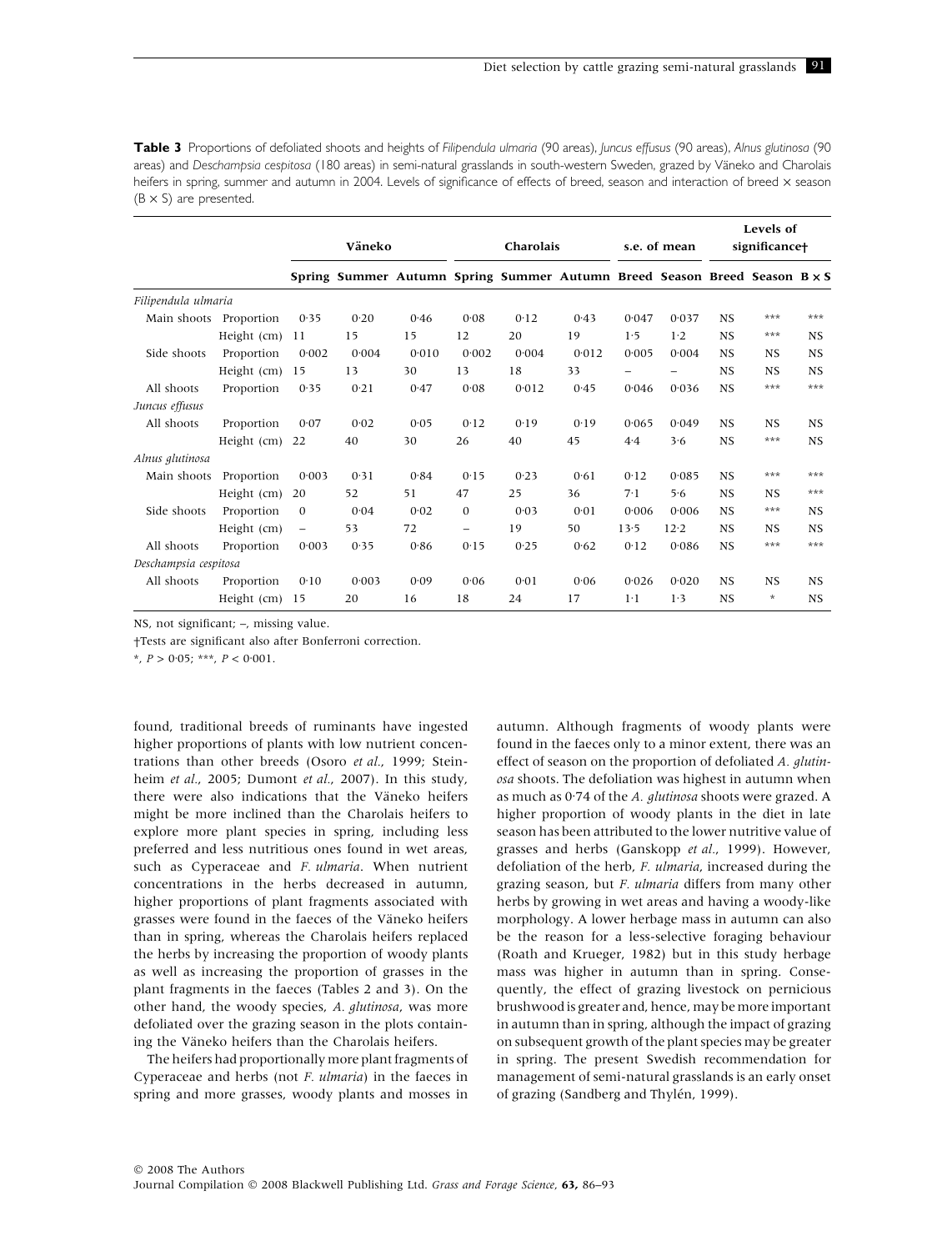**Table 3** Proportions of defoliated shoots and heights of *Filipendula ulmaria* (90 areas), *Juncus effusus* (90 areas), *Alnus glutinosa* (90 areas) and *Deschampsia cespitosa* (180 areas) in semi-natural grasslands in south-western Sweden, grazed by Väneko and Charolais heifers in spring, summer and autumn in 2004. Levels of significance of effects of breed, season and interaction of breed × season (B × S) are presented.

| | | Väneko | | | Charolais | | | s.e. of mean | | Levels of significance† | | |
|---|---|---|---|---|---|---|---|---|---|---|---|---|
| | | Spring | Summer | Autumn | Spring | Summer | Autumn | Breed | Season | Breed | Season | B × S |
| *Filipendula ulmaria* | | | | | | | | | | | | |
| Main shoots | Proportion | 0·35 | 0·20 | 0·46 | 0·08 | 0·12 | 0·43 | 0·047 | 0·037 | NS | *** | *** |
| | Height (cm) | 11 | 15 | 15 | 12 | 20 | 19 | 1·5 | 1·2 | NS | *** | NS |
| Side shoots | Proportion | 0·002 | 0·004 | 0·010 | 0·002 | 0·004 | 0·012 | 0·005 | 0·004 | NS | NS | NS |
| | Height (cm) | 15 | 13 | 30 | 13 | 18 | 33 | – | – | NS | NS | NS |
| All shoots | Proportion | 0·35 | 0·21 | 0·47 | 0·08 | 0·012 | 0·45 | 0·046 | 0·036 | NS | *** | *** |
| *Juncus effusus* | | | | | | | | | | | | |
| All shoots | Proportion | 0·07 | 0·02 | 0·05 | 0·12 | 0·19 | 0·19 | 0·065 | 0·049 | NS | NS | NS |
| | Height (cm) | 22 | 40 | 30 | 26 | 40 | 45 | 4·4 | 3·6 | NS | *** | NS |
| *Alnus glutinosa* | | | | | | | | | | | | |
| Main shoots | Proportion | 0·003 | 0·31 | 0·84 | 0·15 | 0·23 | 0·61 | 0·12 | 0·085 | NS | *** | *** |
| | Height (cm) | 20 | 52 | 51 | 47 | 25 | 36 | 7·1 | 5·6 | NS | NS | *** |
| Side shoots | Proportion | 0 | 0·04 | 0·02 | 0 | 0·03 | 0·01 | 0·006 | 0·006 | NS | *** | NS |
| | Height (cm) | – | 53 | 72 | – | 19 | 50 | 13·5 | 12·2 | NS | NS | NS |
| All shoots | Proportion | 0·003 | 0·35 | 0·86 | 0·15 | 0·25 | 0·62 | 0·12 | 0·086 | NS | *** | *** |
| *Deschampsia cespitosa* | | | | | | | | | | | | |
| All shoots | Proportion | 0·10 | 0·003 | 0·09 | 0·06 | 0·01 | 0·06 | 0·026 | 0·020 | NS | NS | NS |
| | Height (cm) | 15 | 20 | 16 | 18 | 24 | 17 | 1·1 | 1·3 | NS | * | NS |

NS, not significant; –, missing value.

†Tests are significant also after Bonferroni correction.

*, $P > 0·05$; ***, $P < 0·001$.

found, traditional breeds of ruminants have ingested higher proportions of plants with low nutrient concentrations than other breeds (Osoro *et al.*, 1999; Steinheim *et al.*, 2005; Dumont *et al.*, 2007). In this study, there were also indications that the Väneko heifers might be more inclined than the Charolais heifers to explore more plant species in spring, including less preferred and less nutritious ones found in wet areas, such as Cyperaceae and *F. ulmaria*. When nutrient concentrations in the herbs decreased in autumn, higher proportions of plant fragments associated with grasses were found in the faeces of the Väneko heifers than in spring, whereas the Charolais heifers replaced the herbs by increasing the proportion of woody plants as well as increasing the proportion of grasses in the plant fragments in the faeces (Tables 2 and 3). On the other hand, the woody species, *A. glutinosa*, was more defoliated over the grazing season in the plots containing the Väneko heifers than the Charolais heifers.

The heifers had proportionally more plant fragments of Cyperaceae and herbs (not *F. ulmaria*) in the faeces in spring and more grasses, woody plants and mosses in autumn. Although fragments of woody plants were found in the faeces only to a minor extent, there was an effect of season on the proportion of defoliated *A. glutinosa* shoots. The defoliation was highest in autumn when as much as 0·74 of the *A. glutinosa* shoots were grazed. A higher proportion of woody plants in the diet in late season has been attributed to the lower nutritive value of grasses and herbs (Ganskopp *et al.*, 1999). However, defoliation of the herb, *F. ulmaria*, increased during the grazing season, but *F. ulmaria* differs from many other herbs by growing in wet areas and having a woody-like morphology. A lower herbage mass in autumn can also be the reason for a less-selective foraging behaviour (Roath and Krueger, 1982) but in this study herbage mass was higher in autumn than in spring. Consequently, the effect of grazing livestock on pernicious brushwood is greater and, hence, may be more important in autumn than in spring, although the impact of grazing on subsequent growth of the plant species may be greater in spring. The present Swedish recommendation for management of semi-natural grasslands is an early onset of grazing (Sandberg and Thylén, 1999).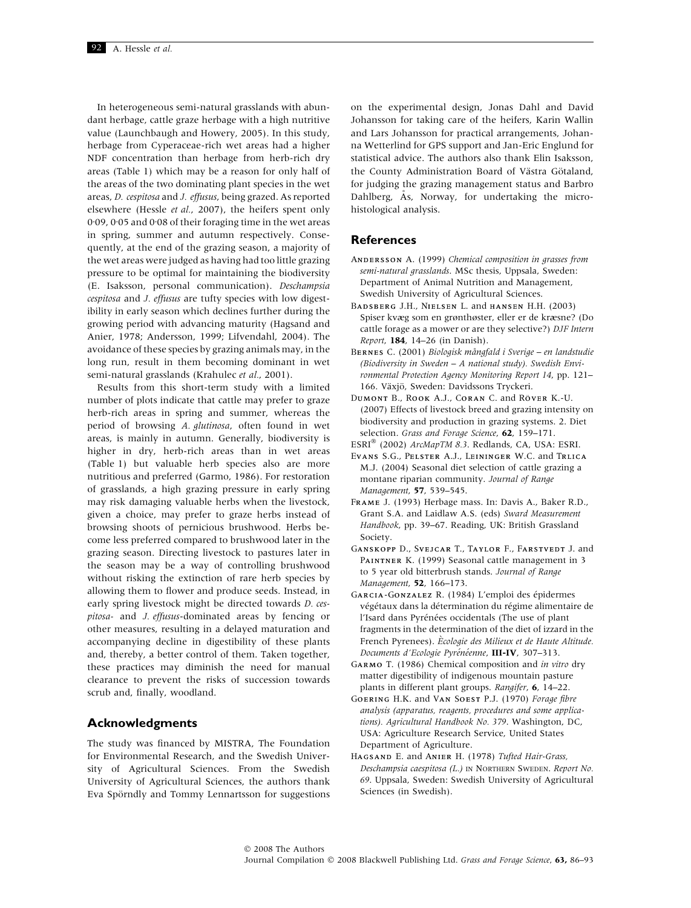In heterogeneous semi-natural grasslands with abundant herbage, cattle graze herbage with a high nutritive value (Launchbaugh and Howery, 2005). In this study, herbage from Cyperaceae-rich wet areas had a higher NDF concentration than herbage from herb-rich dry areas (Table 1) which may be a reason for only half of the areas of the two dominating plant species in the wet areas, *D. cespitosa* and *J. effusus*, being grazed. As reported elsewhere (Hessle *et al.*, 2007), the heifers spent only 0·09, 0·05 and 0·08 of their foraging time in the wet areas in spring, summer and autumn respectively. Consequently, at the end of the grazing season, a majority of the wet areas were judged as having had too little grazing pressure to be optimal for maintaining the biodiversity (E. Isaksson, personal communication). *Deschampsia cespitosa* and *J. effusus* are tufty species with low digestibility in early season which declines further during the growing period with advancing maturity (Hagsand and Anier, 1978; Andersson, 1999; Lifvendahl, 2004). The avoidance of these species by grazing animals may, in the long run, result in them becoming dominant in wet semi-natural grasslands (Krahulec *et al.*, 2001).

Results from this short-term study with a limited number of plots indicate that cattle may prefer to graze herb-rich areas in spring and summer, whereas the period of browsing *A. glutinosa*, often found in wet areas, is mainly in autumn. Generally, biodiversity is higher in dry, herb-rich areas than in wet areas (Table 1) but valuable herb species also are more nutritious and preferred (Garmo, 1986). For restoration of grasslands, a high grazing pressure in early spring may risk damaging valuable herbs when the livestock, given a choice, may prefer to graze herbs instead of browsing shoots of pernicious brushwood. Herbs become less preferred compared to brushwood later in the grazing season. Directing livestock to pastures later in the season may be a way of controlling brushwood without risking the extinction of rare herb species by allowing them to flower and produce seeds. Instead, in early spring livestock might be directed towards *D. cespitosa*- and *J. effusus*-dominated areas by fencing or other measures, resulting in a delayed maturation and accompanying decline in digestibility of these plants and, thereby, a better control of them. Taken together, these practices may diminish the need for manual clearance to prevent the risks of succession towards scrub and, finally, woodland.

## Acknowledgments

The study was financed by MISTRA, The Foundation for Environmental Research, and the Swedish University of Agricultural Sciences. From the Swedish University of Agricultural Sciences, the authors thank Eva Spörndly and Tommy Lennartsson for suggestions on the experimental design, Jonas Dahl and David Johansson for taking care of the heifers, Karin Wallin and Lars Johansson for practical arrangements, Johanna Wetterlind for GPS support and Jan-Eric Englund for statistical advice. The authors also thank Elin Isaksson, the County Administration Board of Västra Götaland, for judging the grazing management status and Barbro Dahlberg, Ås, Norway, for undertaking the microhistological analysis.

## References

Andersson A. (1999) *Chemical composition in grasses from semi-natural grasslands*. MSc thesis, Uppsala, Sweden: Department of Animal Nutrition and Management, Swedish University of Agricultural Sciences.

Badsberg J.H., Nielsen L. and hansen H.H. (2003) Spiser kvæg som en grønthøster, eller er de kræsne? (Do cattle forage as a mower or are they selective?) *DJF Intern Report*, **184**, 14–26 (in Danish).

Bernes C. (2001) *Biologisk mångfald i Sverige – en landstudie (Biodiversity in Sweden – A national study). Swedish Environmental Protection Agency Monitoring Report 14*, pp. 121–166. Växjö, Sweden: Davidssons Tryckeri.

Dumont B., Rook A.J., Coran C. and Röver K.-U. (2007) Effects of livestock breed and grazing intensity on biodiversity and production in grazing systems. 2. Diet selection. *Grass and Forage Science*, **62**, 159–171.

ESRI® (2002) *ArcMapTM 8.3*. Redlands, CA, USA: ESRI.

Evans S.G., Pelster A.J., Leininger W.C. and Trlica M.J. (2004) Seasonal diet selection of cattle grazing a montane riparian community. *Journal of Range Management*, **57**, 539–545.

Frame J. (1993) Herbage mass. In: Davis A., Baker R.D., Grant S.A. and Laidlaw A.S. (eds) *Sward Measurement Handbook*, pp. 39–67. Reading, UK: British Grassland Society.

Ganskopp D., Svejcar T., Taylor F., Farstvedt J. and Paintner K. (1999) Seasonal cattle management in 3 to 5 year old bitterbrush stands. *Journal of Range Management*, **52**, 166–173.

Garcia-Gonzalez R. (1984) L'emploi des épidermes végétaux dans la détermination du régime alimentaire de l'Isard dans Pyrénées occidentals (The use of plant fragments in the determination of the diet of izzard in the French Pyrenees). *Ècologie des Milieux et de Haute Altitude. Documents d'Ecologie Pyrénéenne*, **III-IV**, 307–313.

Garmo T. (1986) Chemical composition and *in vitro* dry matter digestibility of indigenous mountain pasture plants in different plant groups. *Rangifer*, **6**, 14–22.

Goering H.K. and Van Soest P.J. (1970) *Forage fibre analysis (apparatus, reagents, procedures and some applications). Agricultural Handbook No. 379*. Washington, DC, USA: Agriculture Research Service, United States Department of Agriculture.

Hagsand E. and Anier H. (1978) *Tufted Hair-Grass, Deschampsia caespitosa (L.)* in Northern Sweden. *Report No. 69*. Uppsala, Sweden: Swedish University of Agricultural Sciences (in Swedish).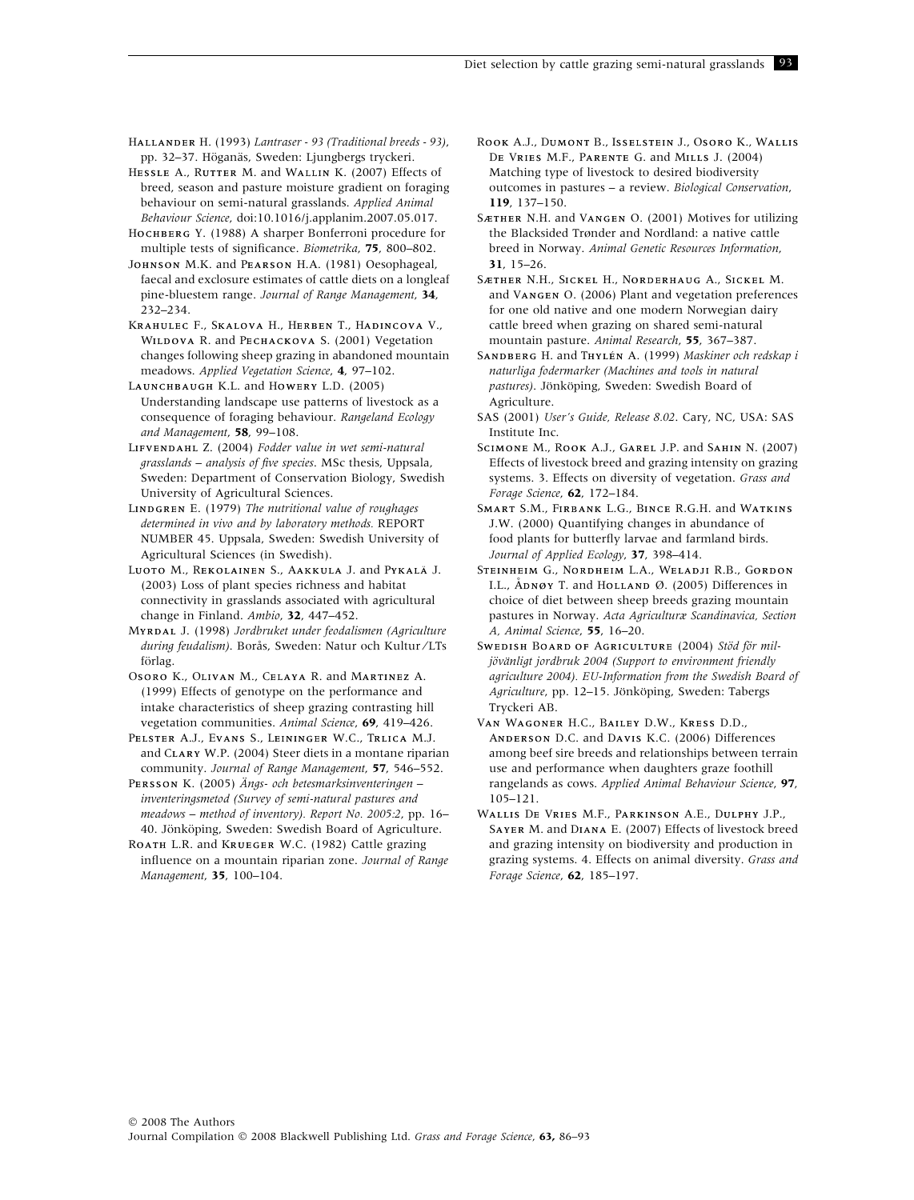Hallander H. (1993) *Lantraser - 93 (Traditional breeds - 93)*, pp. 32–37. Höganäs, Sweden: Ljungbergs tryckeri.

Hessle A., Rutter M. and Wallin K. (2007) Effects of breed, season and pasture moisture gradient on foraging behaviour on semi-natural grasslands. *Applied Animal Behaviour Science*, doi:10.1016/j.applanim.2007.05.017.

Hochberg Y. (1988) A sharper Bonferroni procedure for multiple tests of significance. *Biometrika*, **75**, 800–802.

Johnson M.K. and Pearson H.A. (1981) Oesophageal, faecal and exclosure estimates of cattle diets on a longleaf pine-bluestem range. *Journal of Range Management*, **34**, 232–234.

Krahulec F., Skalova H., Herben T., Hadincova V., Wildova R. and Pechackova S. (2001) Vegetation changes following sheep grazing in abandoned mountain meadows. *Applied Vegetation Science*, **4**, 97–102.

Launchbaugh K.L. and Howery L.D. (2005) Understanding landscape use patterns of livestock as a consequence of foraging behaviour. *Rangeland Ecology and Management*, **58**, 99–108.

Lifvendahl Z. (2004) *Fodder value in wet semi-natural grasslands – analysis of five species*. MSc thesis, Uppsala, Sweden: Department of Conservation Biology, Swedish University of Agricultural Sciences.

Lindgren E. (1979) *The nutritional value of roughages determined in vivo and by laboratory methods.* REPORT NUMBER 45. Uppsala, Sweden: Swedish University of Agricultural Sciences (in Swedish).

Luoto M., Rekolainen S., Aakkula J. and Pykälä J. (2003) Loss of plant species richness and habitat connectivity in grasslands associated with agricultural change in Finland. *Ambio*, **32**, 447–452.

Myrdal J. (1998) *Jordbruket under feodalismen (Agriculture during feudalism)*. Borås, Sweden: Natur och Kultur/LTs förlag.

Osoro K., Olivan M., Celaya R. and Martinez A. (1999) Effects of genotype on the performance and intake characteristics of sheep grazing contrasting hill vegetation communities. *Animal Science*, **69**, 419–426.

Pelster A.J., Evans S., Leininger W.C., Trlica M.J. and Clary W.P. (2004) Steer diets in a montane riparian community. *Journal of Range Management*, **57**, 546–552.

Persson K. (2005) *Ängs- och betesmarksinventeringen – inventeringsmetod (Survey of semi-natural pastures and meadows – method of inventory). Report No. 2005:2*, pp. 16–40. Jönköping, Sweden: Swedish Board of Agriculture.

Roath L.R. and Krueger W.C. (1982) Cattle grazing influence on a mountain riparian zone. *Journal of Range Management*, **35**, 100–104.

Rook A.J., Dumont B., Isselstein J., Osoro K., Wallis De Vries M.F., Parente G. and Mills J. (2004) Matching type of livestock to desired biodiversity outcomes in pastures – a review. *Biological Conservation*, **119**, 137–150.

Sæther N.H. and Vangen O. (2001) Motives for utilizing the Blacksided Trønder and Nordland: a native cattle breed in Norway. *Animal Genetic Resources Information*, **31**, 15–26.

Sæther N.H., Sickel H., Norderhaug A., Sickel M. and Vangen O. (2006) Plant and vegetation preferences for one old native and one modern Norwegian dairy cattle breed when grazing on shared semi-natural mountain pasture. *Animal Research*, **55**, 367–387.

Sandberg H. and Thylén A. (1999) *Maskiner och redskap i naturliga fodermarker (Machines and tools in natural pastures)*. Jönköping, Sweden: Swedish Board of Agriculture.

SAS (2001) *User's Guide, Release 8.02*. Cary, NC, USA: SAS Institute Inc.

Scimone M., Rook A.J., Garel J.P. and Sahin N. (2007) Effects of livestock breed and grazing intensity on grazing systems. 3. Effects on diversity of vegetation. *Grass and Forage Science*, **62**, 172–184.

Smart S.M., Firbank L.G., Bince R.G.H. and Watkins J.W. (2000) Quantifying changes in abundance of food plants for butterfly larvae and farmland birds. *Journal of Applied Ecology*, **37**, 398–414.

Steinheim G., Nordheim L.A., Weladji R.B., Gordon I.L., Ådnøy T. and Holland Ø. (2005) Differences in choice of diet between sheep breeds grazing mountain pastures in Norway. *Acta Agriculturæ Scandinavica, Section A, Animal Science*, **55**, 16–20.

Swedish Board of Agriculture (2004) *Stöd för miljövänligt jordbruk 2004 (Support to environment friendly agriculture 2004). EU-Information from the Swedish Board of Agriculture*, pp. 12–15. Jönköping, Sweden: Tabergs Tryckeri AB.

Van Wagoner H.C., Bailey D.W., Kress D.D., Anderson D.C. and Davis K.C. (2006) Differences among beef sire breeds and relationships between terrain use and performance when daughters graze foothill rangelands as cows. *Applied Animal Behaviour Science*, **97**, 105–121.

Wallis De Vries M.F., Parkinson A.E., Dulphy J.P., Sayer M. and Diana E. (2007) Effects of livestock breed and grazing intensity on biodiversity and production in grazing systems. 4. Effects on animal diversity. *Grass and Forage Science*, **62**, 185–197.